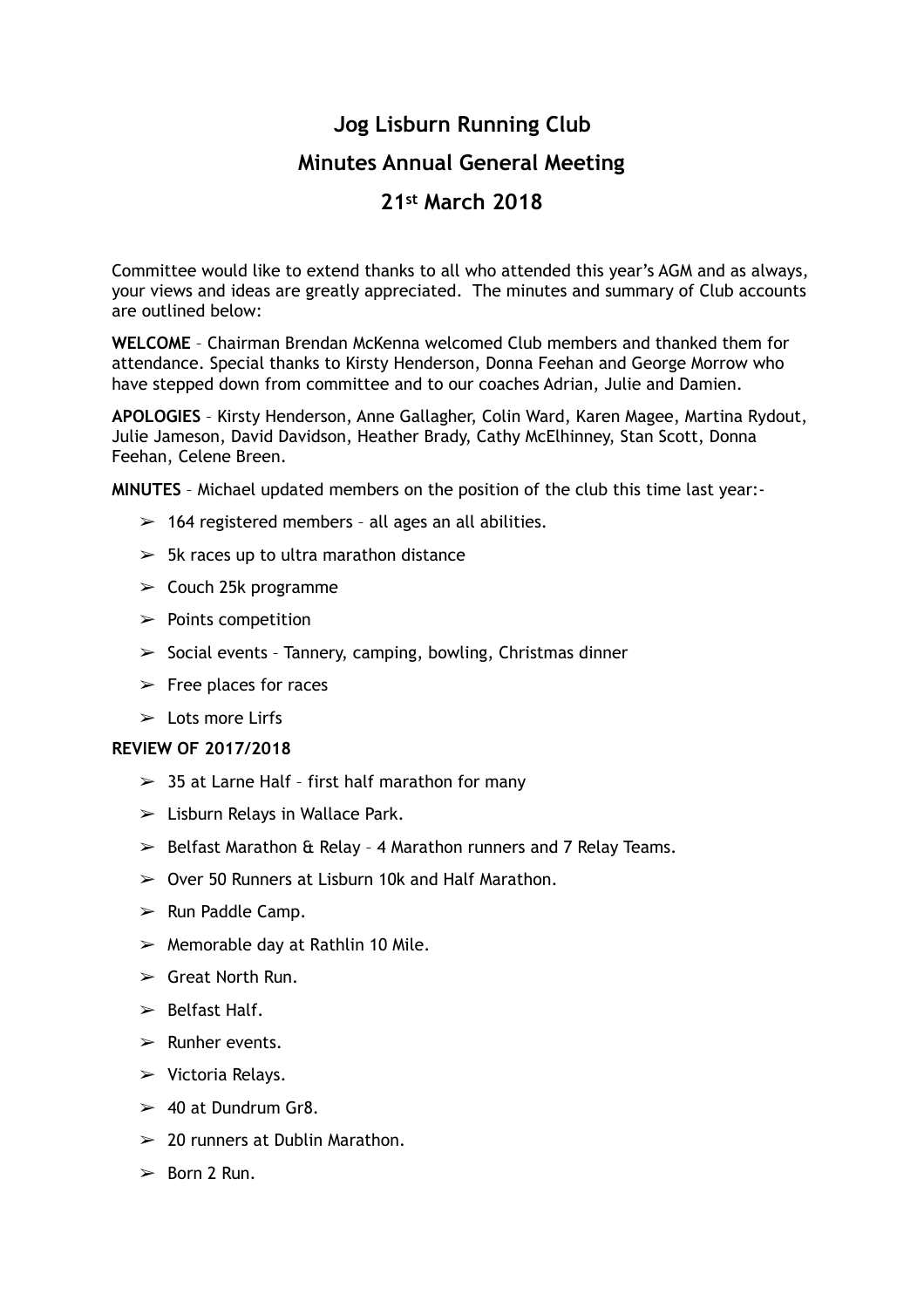# Jog Lisburn Running Club

## Minutes Annual General Meeting

## 21st March 2018

Committee would like to extend thanks to all who attended this year's AGM and as always, your views and ideas are greatly appreciated. The minutes and summary of Club accounts are outlined below:

**WELCOME** – Chairman Brendan McKenna welcomed Club members and thanked them for attendance. Special thanks to Kirsty Henderson, Donna Feehan and George Morrow who have stepped down from committee and to our coaches Adrian, Julie and Damien.

**APOLOGIES** – Kirsty Henderson, Anne Gallagher, Colin Ward, Karen Magee, Martina Rydout, Julie Jameson, David Davidson, Heather Brady, Cathy McElhinney, Stan Scott, Donna Feehan, Celene Breen.

**MINUTES** – Michael updated members on the position of the club this time last year:-

- 164 registered members – all ages an all abilities.
- 5k races up to ultra marathon distance
- Couch 25k programme
- Points competition
- Social events – Tannery, camping, bowling, Christmas dinner
- Free places for races
- Lots more Lirfs

**REVIEW OF 2017/2018**

- 35 at Larne Half – first half marathon for many
- Lisburn Relays in Wallace Park.
- Belfast Marathon & Relay – 4 Marathon runners and 7 Relay Teams.
- Over 50 Runners at Lisburn 10k and Half Marathon.
- Run Paddle Camp.
- Memorable day at Rathlin 10 Mile.
- Great North Run.
- Belfast Half.
- Runher events.
- Victoria Relays.
- 40 at Dundrum Gr8.
- 20 runners at Dublin Marathon.
- Born 2 Run.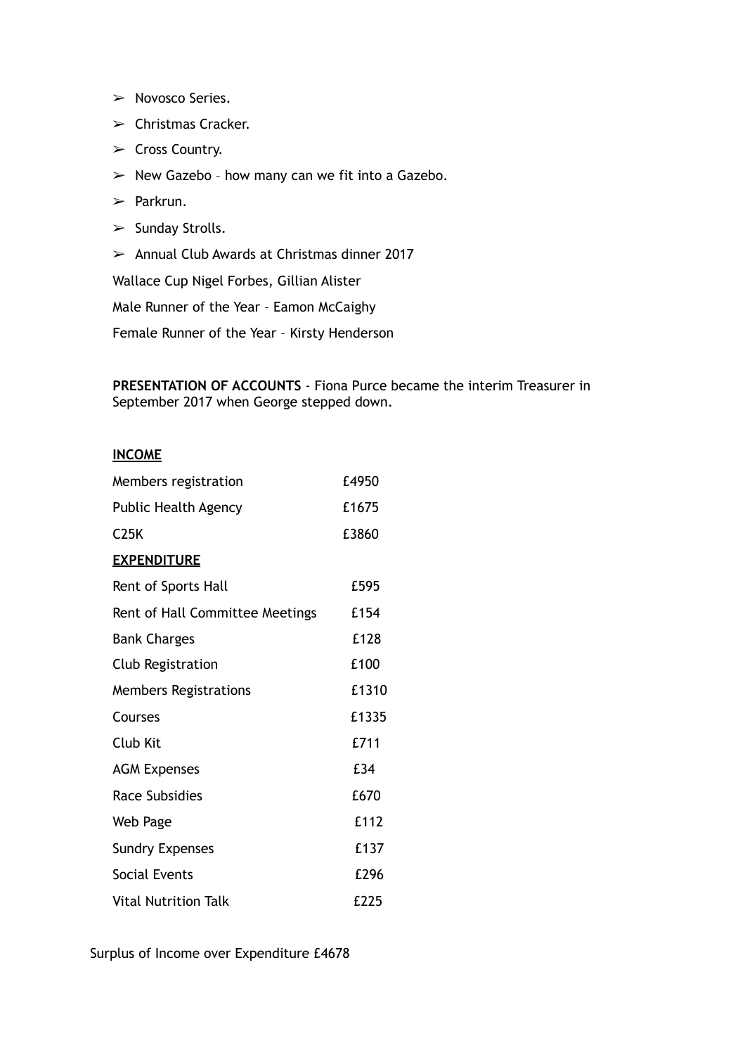- Novosco Series.
- Christmas Cracker.
- Cross Country.
- New Gazebo – how many can we fit into a Gazebo.
- Parkrun.
- Sunday Strolls.
- Annual Club Awards at Christmas dinner 2017

Wallace Cup Nigel Forbes, Gillian Alister

Male Runner of the Year – Eamon McCaighy

Female Runner of the Year – Kirsty Henderson

**PRESENTATION OF ACCOUNTS** - Fiona Purce became the interim Treasurer in September 2017 when George stepped down.

| | |
|---|---|
| **INCOME** | |
| Members registration | £4950 |
| Public Health Agency | £1675 |
| C25K | £3860 |
| **EXPENDITURE** | |
| Rent of Sports Hall | £595 |
| Rent of Hall Committee Meetings | £154 |
| Bank Charges | £128 |
| Club Registration | £100 |
| Members Registrations | £1310 |
| Courses | £1335 |
| Club Kit | £711 |
| AGM Expenses | £34 |
| Race Subsidies | £670 |
| Web Page | £112 |
| Sundry Expenses | £137 |
| Social Events | £296 |
| Vital Nutrition Talk | £225 |

Surplus of Income over Expenditure £4678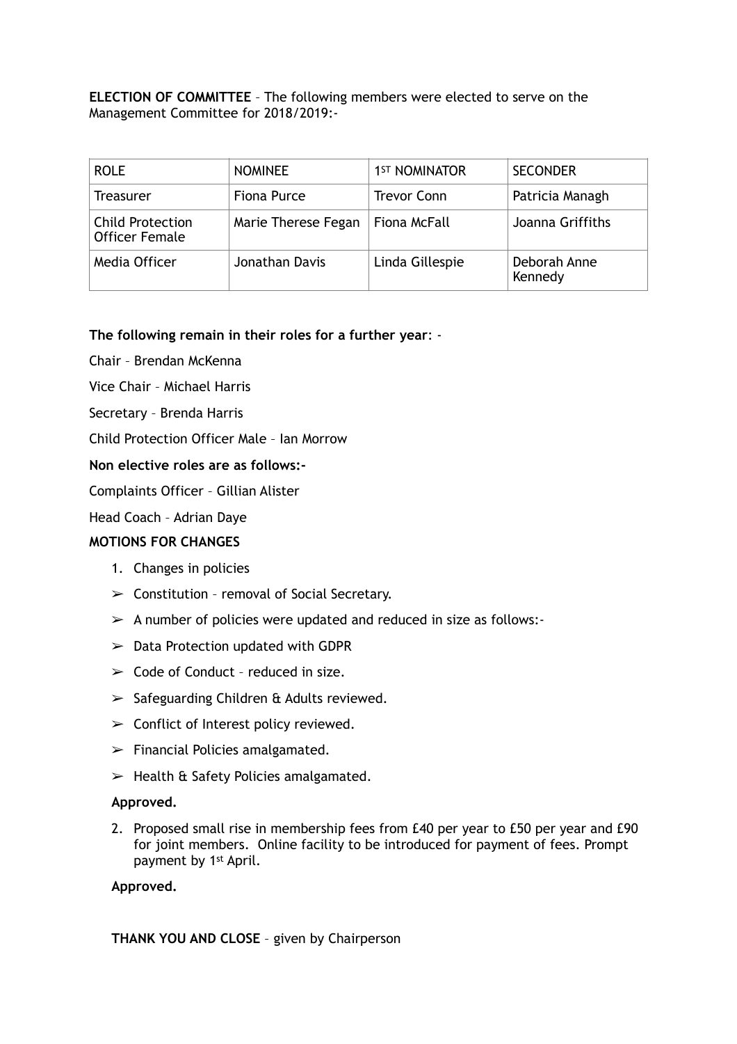**ELECTION OF COMMITTEE** – The following members were elected to serve on the Management Committee for 2018/2019:-

| ROLE | NOMINEE | 1ST NOMINATOR | SECONDER |
|---|---|---|---|
| Treasurer | Fiona Purce | Trevor Conn | Patricia Managh |
| Child Protection Officer Female | Marie Therese Fegan | Fiona McFall | Joanna Griffiths |
| Media Officer | Jonathan Davis | Linda Gillespie | Deborah Anne Kennedy |

**The following remain in their roles for a further year**: -

Chair – Brendan McKenna

Vice Chair – Michael Harris

Secretary – Brenda Harris

Child Protection Officer Male – Ian Morrow

**Non elective roles are as follows:-**

Complaints Officer – Gillian Alister

Head Coach – Adrian Daye

**MOTIONS FOR CHANGES**

1. Changes in policies
   - Constitution – removal of Social Secretary.
   - A number of policies were updated and reduced in size as follows:-
   - Data Protection updated with GDPR
   - Code of Conduct – reduced in size.
   - Safeguarding Children & Adults reviewed.
   - Conflict of Interest policy reviewed.
   - Financial Policies amalgamated.
   - Health & Safety Policies amalgamated.

   **Approved.**

2. Proposed small rise in membership fees from £40 per year to £50 per year and £90 for joint members. Online facility to be introduced for payment of fees. Prompt payment by 1st April.

   **Approved.**

**THANK YOU AND CLOSE** – given by Chairperson